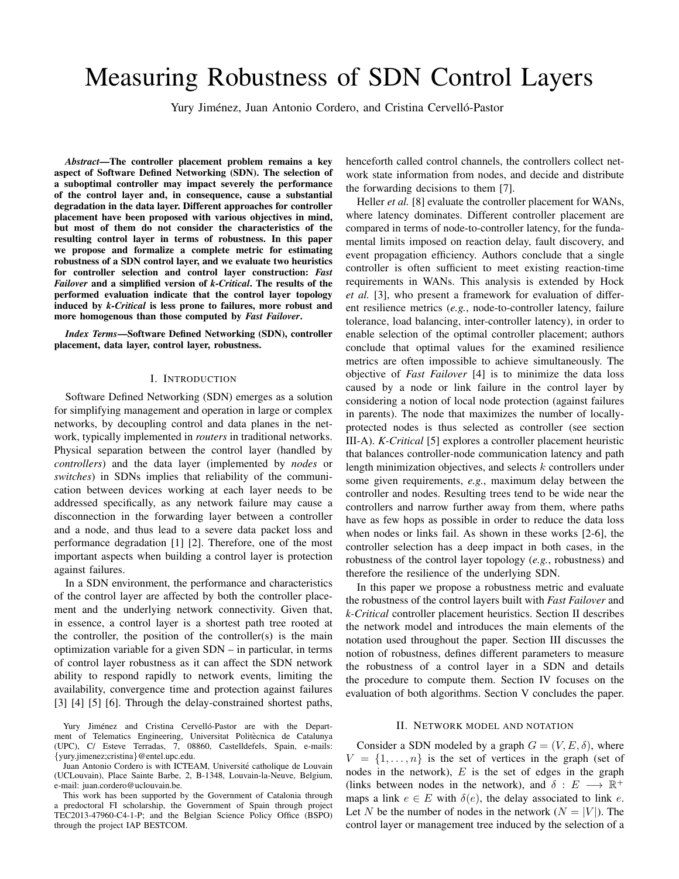# Measuring Robustness of SDN Control Layers

Yury Jiménez, Juan Antonio Cordero, and Cristina Cervelló-Pastor

***Abstract*—The controller placement problem remains a key aspect of Software Defined Networking (SDN). The selection of a suboptimal controller may impact severely the performance of the control layer and, in consequence, cause a substantial degradation in the data layer. Different approaches for controller placement have been proposed with various objectives in mind, but most of them do not consider the characteristics of the resulting control layer in terms of robustness. In this paper we propose and formalize a complete metric for estimating robustness of a SDN control layer, and we evaluate two heuristics for controller selection and control layer construction: *Fast Failover* and a simplified version of *k-Critical*. The results of the performed evaluation indicate that the control layer topology induced by *k-Critical* is less prone to failures, more robust and more homogenous than those computed by *Fast Failover*.**

***Index Terms*—Software Defined Networking (SDN), controller placement, data layer, control layer, robustness.**

## I. Introduction

Software Defined Networking (SDN) emerges as a solution for simplifying management and operation in large or complex networks, by decoupling control and data planes in the network, typically implemented in *routers* in traditional networks. Physical separation between the control layer (handled by *controllers*) and the data layer (implemented by *nodes* or *switches*) in SDNs implies that reliability of the communication between devices working at each layer needs to be addressed specifically, as any network failure may cause a disconnection in the forwarding layer between a controller and a node, and thus lead to a severe data packet loss and performance degradation [1] [2]. Therefore, one of the most important aspects when building a control layer is protection against failures.

In a SDN environment, the performance and characteristics of the control layer are affected by both the controller placement and the underlying network connectivity. Given that, in essence, a control layer is a shortest path tree rooted at the controller, the position of the controller(s) is the main optimization variable for a given SDN – in particular, in terms of control layer robustness as it can affect the SDN network ability to respond rapidly to network events, limiting the availability, convergence time and protection against failures [3] [4] [5] [6]. Through the delay-constrained shortest paths, henceforth called control channels, the controllers collect network state information from nodes, and decide and distribute the forwarding decisions to them [7].

Heller *et al.* [8] evaluate the controller placement for WANs, where latency dominates. Different controller placement are compared in terms of node-to-controller latency, for the fundamental limits imposed on reaction delay, fault discovery, and event propagation efficiency. Authors conclude that a single controller is often sufficient to meet existing reaction-time requirements in WANs. This analysis is extended by Hock *et al.* [3], who present a framework for evaluation of different resilience metrics (*e.g.*, node-to-controller latency, failure tolerance, load balancing, inter-controller latency), in order to enable selection of the optimal controller placement; authors conclude that optimal values for the examined resilience metrics are often impossible to achieve simultaneously. The objective of *Fast Failover* [4] is to minimize the data loss caused by a node or link failure in the control layer by considering a notion of local node protection (against failures in parents). The node that maximizes the number of locally-protected nodes is thus selected as controller (see section III-A). *K-Critical* [5] explores a controller placement heuristic that balances controller-node communication latency and path length minimization objectives, and selects $k$ controllers under some given requirements, *e.g.*, maximum delay between the controller and nodes. Resulting trees tend to be wide near the controllers and narrow further away from them, where paths have as few hops as possible in order to reduce the data loss when nodes or links fail. As shown in these works [2-6], the controller selection has a deep impact in both cases, in the robustness of the control layer topology (*e.g.*, robustness) and therefore the resilience of the underlying SDN.

In this paper we propose a robustness metric and evaluate the robustness of the control layers built with *Fast Failover* and *k-Critical* controller placement heuristics. Section II describes the network model and introduces the main elements of the notation used throughout the paper. Section III discusses the notion of robustness, defines different parameters to measure the robustness of a control layer in a SDN and details the procedure to compute them. Section IV focuses on the evaluation of both algorithms. Section V concludes the paper.

## II. Network model and notation

Consider a SDN modeled by a graph $G = (V, E, \delta)$, where $V = \{1, \ldots, n\}$ is the set of vertices in the graph (set of nodes in the network), $E$ is the set of edges in the graph (links between nodes in the network), and $\delta : E \longrightarrow \mathbb{R}^+$ maps a link $e \in E$ with $\delta(e)$, the delay associated to link $e$. Let $N$ be the number of nodes in the network ($N = |V|$). The control layer or management tree induced by the selection of a

---

Yury Jiménez and Cristina Cervelló-Pastor are with the Department of Telematics Engineering, Universitat Politècnica de Catalunya (UPC), C/ Esteve Terradas, 7, 08860, Castelldefels, Spain, e-mails: {yury.jimenez;cristina}@entel.upc.edu.

Juan Antonio Cordero is with ICTEAM, Université catholique de Louvain (UCLouvain), Place Sainte Barbe, 2, B-1348, Louvain-la-Neuve, Belgium, e-mail: juan.cordero@uclouvain.be.

This work has been supported by the Government of Catalonia through a predoctoral FI scholarship, the Government of Spain through project TEC2013-47960-C4-1-P; and the Belgian Science Policy Office (BSPO) through the project IAP BESTCOM.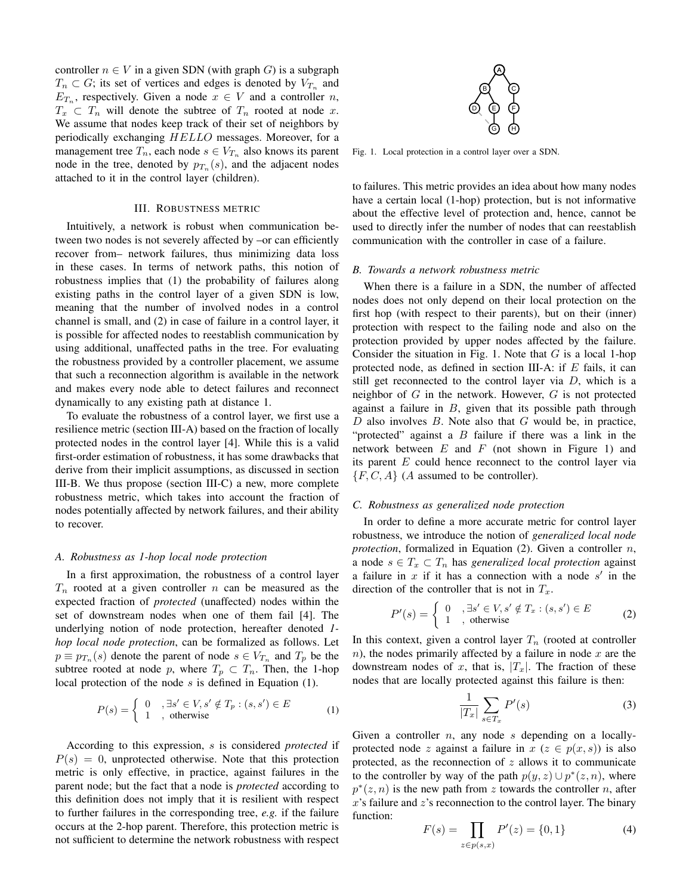controller $n \in V$ in a given SDN (with graph $G$) is a subgraph $T_n \subset G$; its set of vertices and edges is denoted by $V_{T_n}$ and $E_{T_n}$, respectively. Given a node $x \in V$ and a controller $n$, $T_x \subset T_n$ will denote the subtree of $T_n$ rooted at node $x$. We assume that nodes keep track of their set of neighbors by periodically exchanging $HELLO$ messages. Moreover, for a management tree $T_n$, each node $s \in V_{T_n}$ also knows its parent node in the tree, denoted by $p_{T_n}(s)$, and the adjacent nodes attached to it in the control layer (children).

## III. Robustness metric

Intuitively, a network is robust when communication between two nodes is not severely affected by –or can efficiently recover from– network failures, thus minimizing data loss in these cases. In terms of network paths, this notion of robustness implies that (1) the probability of failures along existing paths in the control layer of a given SDN is low, meaning that the number of involved nodes in a control channel is small, and (2) in case of failure in a control layer, it is possible for affected nodes to reestablish communication by using additional, unaffected paths in the tree. For evaluating the robustness provided by a controller placement, we assume that such a reconnection algorithm is available in the network and makes every node able to detect failures and reconnect dynamically to any existing path at distance 1.

To evaluate the robustness of a control layer, we first use a resilience metric (section III-A) based on the fraction of locally protected nodes in the control layer [4]. While this is a valid first-order estimation of robustness, it has some drawbacks that derive from their implicit assumptions, as discussed in section III-B. We thus propose (section III-C) a new, more complete robustness metric, which takes into account the fraction of nodes potentially affected by network failures, and their ability to recover.

### A. Robustness as 1-hop local node protection

In a first approximation, the robustness of a control layer $T_n$ rooted at a given controller $n$ can be measured as the expected fraction of *protected* (unaffected) nodes within the set of downstream nodes when one of them fail [4]. The underlying notion of node protection, hereafter denoted *1-hop local node protection*, can be formalized as follows. Let $p \equiv p_{T_n}(s)$ denote the parent of node $s \in V_{T_n}$ and $T_p$ be the subtree rooted at node $p$, where $T_p \subset T_n$. Then, the 1-hop local protection of the node $s$ is defined in Equation (1).

$$P(s) = \begin{cases} 0 & , \exists s' \in V, s' \notin T_p : (s, s') \in E \\ 1 & , \text{ otherwise} \end{cases} \tag{1}$$

According to this expression, $s$ is considered *protected* if $P(s) = 0$, unprotected otherwise. Note that this protection metric is only effective, in practice, against failures in the parent node; but the fact that a node is *protected* according to this definition does not imply that it is resilient with respect to further failures in the corresponding tree, ***e.g.*** if the failure occurs at the 2-hop parent. Therefore, this protection metric is not sufficient to determine the network robustness with respect to failures. This metric provides an idea about how many nodes have a certain local (1-hop) protection, but is not informative about the effective level of protection and, hence, cannot be used to directly infer the number of nodes that can reestablish communication with the controller in case of a failure.

Fig. 1. Local protection in a control layer over a SDN.

### B. Towards a network robustness metric

When there is a failure in a SDN, the number of affected nodes does not only depend on their local protection on the first hop (with respect to their parents), but on their (inner) protection with respect to the failing node and also on the protection provided by upper nodes affected by the failure. Consider the situation in Fig. 1. Note that $G$ is a local 1-hop protected node, as defined in section III-A: if $E$ fails, it can still get reconnected to the control layer via $D$, which is a neighbor of $G$ in the network. However, $G$ is not protected against a failure in $B$, given that its possible path through $D$ also involves $B$. Note also that $G$ would be, in practice, "protected" against a $B$ failure if there was a link in the network between $E$ and $F$ (not shown in Figure 1) and its parent $E$ could hence reconnect to the control layer via $\{F, C, A\}$ ($A$ assumed to be controller).

### C. Robustness as generalized node protection

In order to define a more accurate metric for control layer robustness, we introduce the notion of *generalized local node protection*, formalized in Equation (2). Given a controller $n$, a node $s \in T_x \subset T_n$ has *generalized local protection* against a failure in $x$ if it has a connection with a node $s'$ in the direction of the controller that is not in $T_x$.

$$P'(s) = \begin{cases} 0 & , \exists s' \in V, s' \notin T_x : (s, s') \in E \\ 1 & , \text{ otherwise} \end{cases} \tag{2}$$

In this context, given a control layer $T_n$ (rooted at controller $n$), the nodes primarily affected by a failure in node $x$ are the downstream nodes of $x$, that is, $|T_x|$. The fraction of these nodes that are locally protected against this failure is then:

$$\frac{1}{|T_x|} \sum_{s \in T_x} P'(s) \tag{3}$$

Given a controller $n$, any node $s$ depending on a locally-protected node $z$ against a failure in $x$ ($z \in p(x, s)$) is also protected, as the reconnection of $z$ allows it to communicate to the controller by way of the path $p(y, z) \cup p^*(z, n)$, where $p^*(z, n)$ is the new path from $z$ towards the controller $n$, after $x$'s failure and $z$'s reconnection to the control layer. The binary function:

$$F(s) = \prod_{z \in p(s,x)} P'(z) = \{0, 1\} \tag{4}$$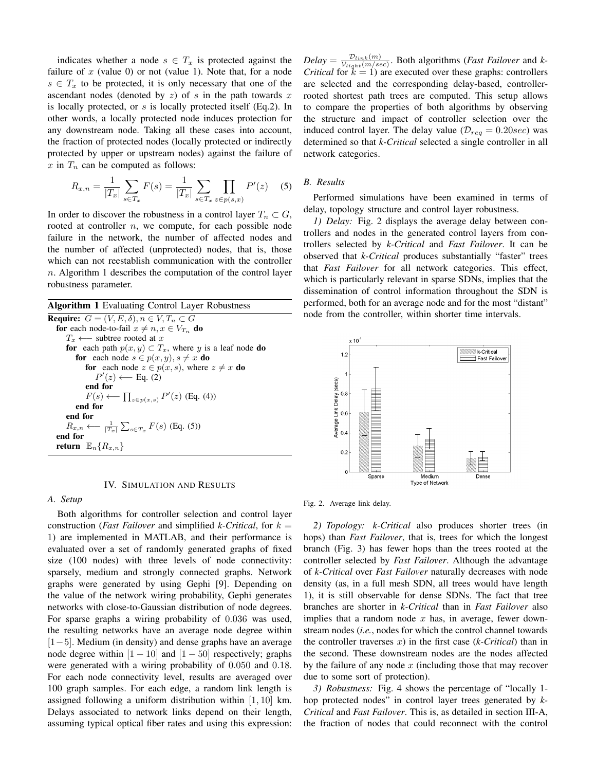indicates whether a node $s \in T_x$ is protected against the failure of $x$ (value 0) or not (value 1). Note that, for a node $s \in T_x$ to be protected, it is only necessary that one of the ascendant nodes (denoted by $z$) of $s$ in the path towards $x$ is locally protected, or $s$ is locally protected itself (Eq.2). In other words, a locally protected node induces protection for any downstream node. Taking all these cases into account, the fraction of protected nodes (locally protected or indirectly protected by upper or upstream nodes) against the failure of $x$ in $T_n$ can be computed as follows:

$$R_{x,n} = \frac{1}{|T_x|} \sum_{s \in T_x} F(s) = \frac{1}{|T_x|} \sum_{s \in T_x} \prod_{z \in p(s,x)} P'(z) \quad (5)$$

In order to discover the robustness in a control layer $T_n \subset G$, rooted at controller $n$, we compute, for each possible node failure in the network, the number of affected nodes and the number of affected (unprotected) nodes, that is, those which can not reestablish communication with the controller $n$. Algorithm 1 describes the computation of the control layer robustness parameter.

**Algorithm 1** Evaluating Control Layer Robustness

```
Require: G = (V, E, δ), n ∈ V, T_n ⊂ G
  for each node-to-fail x ≠ n, x ∈ V_{T_n} do
    T_x ⟵ subtree rooted at x
    for each path p(x, y) ⊂ T_x, where y is a leaf node do
      for each node s ∈ p(x, y), s ≠ x do
        for each node z ∈ p(x, s), where z ≠ x do
          P'(z) ⟵ Eq. (2)
        end for
        F(s) ⟵ ∏_{z∈p(x,s)} P'(z) (Eq. (4))
      end for
    end for
    R_{x,n} ⟵ (1/|T_x|) Σ_{s∈T_x} F(s) (Eq. (5))
  end for
  return E_n{R_{x,n}}
```

## IV. Simulation and Results

### A. Setup

Both algorithms for controller selection and control layer construction (*Fast Failover* and simplified *k-Critical*, for $k = 1$) are implemented in MATLAB, and their performance is evaluated over a set of randomly generated graphs of fixed size (100 nodes) with three levels of node connectivity: sparsely, medium and strongly connected graphs. Network graphs were generated by using Gephi [9]. Depending on the value of the network wiring probability, Gephi generates networks with close-to-Gaussian distribution of node degrees. For sparse graphs a wiring probability of 0.036 was used, the resulting networks have an average node degree within $[1-5]$. Medium (in density) and dense graphs have an average node degree within $[1-10]$ and $[1-50]$ respectively; graphs were generated with a wiring probability of 0.050 and 0.18. For each node connectivity level, results are averaged over 100 graph samples. For each edge, a random link length is assigned following a uniform distribution within $[1, 10]$ km. Delays associated to network links depend on their length, assuming typical optical fiber rates and using this expression: $Delay = \frac{\mathcal{D}_{link}(m)}{\mathcal{V}_{light}(m/sec)}$. Both algorithms (*Fast Failover* and *k-Critical* for $k = 1$) are executed over these graphs: controllers are selected and the corresponding delay-based, controller-rooted shortest path trees are computed. This setup allows to compare the properties of both algorithms by observing the structure and impact of controller selection over the induced control layer. The delay value ($\mathcal{D}_{req} = 0.20sec$) was determined so that *k-Critical* selected a single controller in all network categories.

### B. Results

Performed simulations have been examined in terms of delay, topology structure and control layer robustness.

*1) Delay:* Fig. 2 displays the average delay between controllers and nodes in the generated control layers from controllers selected by *k-Critical* and *Fast Failover*. It can be observed that *k-Critical* produces substantially "faster" trees that *Fast Failover* for all network categories. This effect, which is particularly relevant in sparse SDNs, implies that the dissemination of control information throughout the SDN is performed, both for an average node and for the most "distant" node from the controller, within shorter time intervals.

Fig. 2. Average link delay.

*2) Topology:* *k-Critical* also produces shorter trees (in hops) than *Fast Failover*, that is, trees for which the longest branch (Fig. 3) has fewer hops than the trees rooted at the controller selected by *Fast Failover*. Although the advantage of *k-Critical* over *Fast Failover* naturally decreases with node density (as, in a full mesh SDN, all trees would have length 1), it is still observable for dense SDNs. The fact that tree branches are shorter in *k-Critical* than in *Fast Failover* also implies that a random node $x$ has, in average, fewer downstream nodes (*i.e.*, nodes for which the control channel towards the controller traverses $x$) in the first case (*k-Critical*) than in the second. These downstream nodes are the nodes affected by the failure of any node $x$ (including those that may recover due to some sort of protection).

*3) Robustness:* Fig. 4 shows the percentage of "locally 1-hop protected nodes" in control layer trees generated by *k-Critical* and *Fast Failover*. This is, as detailed in section III-A, the fraction of nodes that could reconnect with the control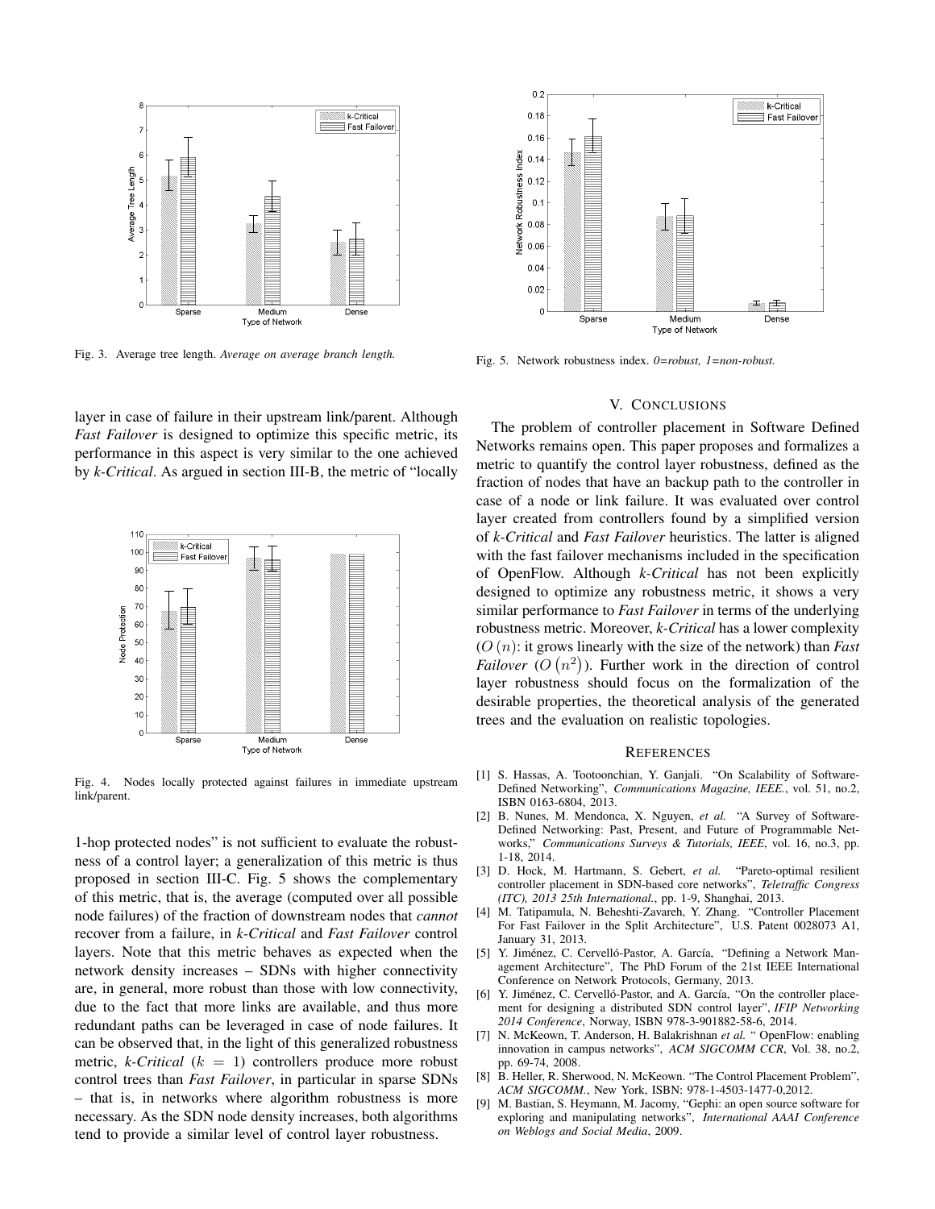8
7
6
5
4
3
2
1
0
Average Tree Length
k-Critical
Fast Failover
Sparse
Medium
Dense
Type of Network

Fig. 3. Average tree length. *Average on average branch length.*

0.2
0.18
0.16
0.14
0.12
0.1
0.08
0.06
0.04
0.02
0
Network Robustness Index
k-Critical
Fast Failover
Sparse
Medium
Dense
Type of Network

Fig. 5. Network robustness index. *0=robust, 1=non-robust.*

layer in case of failure in their upstream link/parent. Although *Fast Failover* is designed to optimize this specific metric, its performance in this aspect is very similar to the one achieved by *k-Critical*. As argued in section III-B, the metric of "locally 1-hop protected nodes" is not sufficient to evaluate the robustness of a control layer; a generalization of this metric is thus proposed in section III-C. Fig. 5 shows the complementary of this metric, that is, the average (computed over all possible node failures) of the fraction of downstream nodes that *cannot* recover from a failure, in *k-Critical* and *Fast Failover* control layers. Note that this metric behaves as expected when the network density increases – SDNs with higher connectivity are, in general, more robust than those with low connectivity, due to the fact that more links are available, and thus more redundant paths can be leveraged in case of node failures. It can be observed that, in the light of this generalized robustness metric, *k-Critical* ($k = 1$) controllers produce more robust control trees than *Fast Failover*, in particular in sparse SDNs – that is, in networks where algorithm robustness is more necessary. As the SDN node density increases, both algorithms tend to provide a similar level of control layer robustness.

110
100
90
80
70
60
50
40
30
20
10
0
Node Protection
k-Critical
Fast Failover
Sparse
Medium
Dense
Type of Network

Fig. 4. Nodes locally protected against failures in immediate upstream link/parent.

## V. Conclusions

The problem of controller placement in Software Defined Networks remains open. This paper proposes and formalizes a metric to quantify the control layer robustness, defined as the fraction of nodes that have an backup path to the controller in case of a node or link failure. It was evaluated over control layer created from controllers found by a simplified version of *k-Critical* and *Fast Failover* heuristics. The latter is aligned with the fast failover mechanisms included in the specification of OpenFlow. Although *k-Critical* has not been explicitly designed to optimize any robustness metric, it shows a very similar performance to *Fast Failover* in terms of the underlying robustness metric. Moreover, *k-Critical* has a lower complexity ($O(n)$: it grows linearly with the size of the network) than *Fast Failover* ($O(n^2)$). Further work in the direction of control layer robustness should focus on the formalization of the desirable properties, the theoretical analysis of the generated trees and the evaluation on realistic topologies.

## References

[1] S. Hassas, A. Tootoonchian, Y. Ganjali. "On Scalability of Software-Defined Networking", *Communications Magazine, IEEE.*, vol. 51, no.2, ISBN 0163-6804, 2013.

[2] B. Nunes, M. Mendonca, X. Nguyen, *et al.* "A Survey of Software-Defined Networking: Past, Present, and Future of Programmable Networks," *Communications Surveys & Tutorials, IEEE*, vol. 16, no.3, pp. 1-18, 2014.

[3] D. Hock, M. Hartmann, S. Gebert, *et al.* "Pareto-optimal resilient controller placement in SDN-based core networks", *Teletraffic Congress (ITC), 2013 25th International.*, pp. 1-9, Shanghai, 2013.

[4] M. Tatipamula, N. Beheshti-Zavareh, Y. Zhang. "Controller Placement For Fast Failover in the Split Architecture", U.S. Patent 0028073 A1, January 31, 2013.

[5] Y. Jiménez, C. Cervelló-Pastor, A. García, "Defining a Network Management Architecture", The PhD Forum of the 21st IEEE International Conference on Network Protocols, Germany, 2013.

[6] Y. Jiménez, C. Cervelló-Pastor, and A. García, "On the controller placement for designing a distributed SDN control layer", *IFIP Networking 2014 Conference*, Norway, ISBN 978-3-901882-58-6, 2014.

[7] N. McKeown, T. Anderson, H. Balakrishnan *et al.* " OpenFlow: enabling innovation in campus networks", *ACM SIGCOMM CCR*, Vol. 38, no.2, pp. 69-74, 2008.

[8] B. Heller, R. Sherwood, N. McKeown. "The Control Placement Problem", *ACM SIGCOMM.*, New York, ISBN: 978-1-4503-1477-0,2012.

[9] M. Bastian, S. Heymann, M. Jacomy, "Gephi: an open source software for exploring and manipulating networks", *International AAAI Conference on Weblogs and Social Media*, 2009.